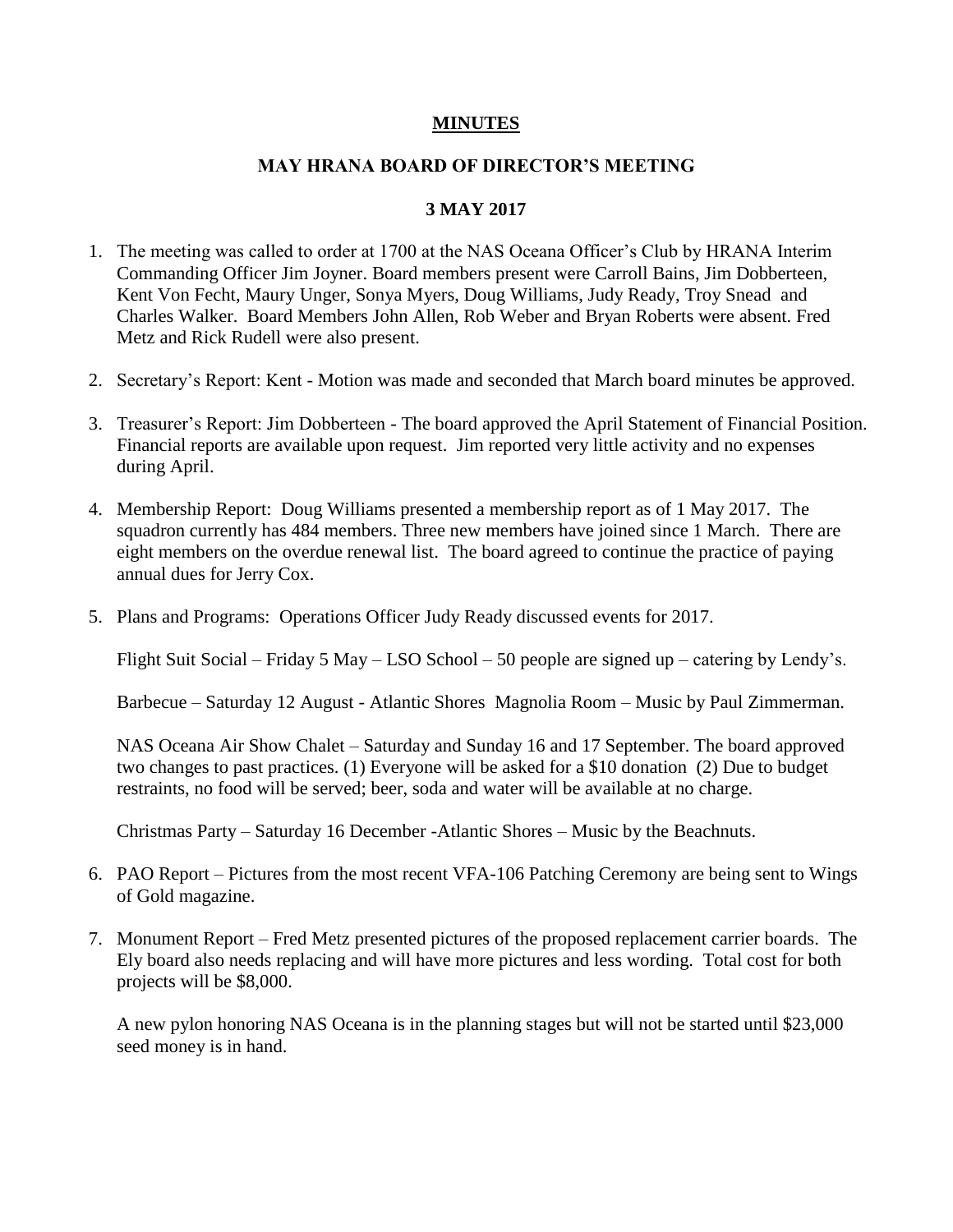**MINUTES**

**MAY HRANA BOARD OF DIRECTOR'S MEETING**

**3 MAY 2017**

1. The meeting was called to order at 1700 at the NAS Oceana Officer's Club by HRANA Interim Commanding Officer Jim Joyner. Board members present were Carroll Bains, Jim Dobberteen, Kent Von Fecht, Maury Unger, Sonya Myers, Doug Williams, Judy Ready, Troy Snead and Charles Walker. Board Members John Allen, Rob Weber and Bryan Roberts were absent. Fred Metz and Rick Rudell were also present.

2. Secretary's Report: Kent - Motion was made and seconded that March board minutes be approved.

3. Treasurer's Report: Jim Dobberteen - The board approved the April Statement of Financial Position. Financial reports are available upon request. Jim reported very little activity and no expenses during April.

4. Membership Report: Doug Williams presented a membership report as of 1 May 2017. The squadron currently has 484 members. Three new members have joined since 1 March. There are eight members on the overdue renewal list. The board agreed to continue the practice of paying annual dues for Jerry Cox.

5. Plans and Programs: Operations Officer Judy Ready discussed events for 2017.

   Flight Suit Social – Friday 5 May – LSO School – 50 people are signed up – catering by Lendy's.

   Barbecue – Saturday 12 August - Atlantic Shores Magnolia Room – Music by Paul Zimmerman.

   NAS Oceana Air Show Chalet – Saturday and Sunday 16 and 17 September. The board approved two changes to past practices. (1) Everyone will be asked for a $10 donation (2) Due to budget restraints, no food will be served; beer, soda and water will be available at no charge.

   Christmas Party – Saturday 16 December -Atlantic Shores – Music by the Beachnuts.

6. PAO Report – Pictures from the most recent VFA-106 Patching Ceremony are being sent to Wings of Gold magazine.

7. Monument Report – Fred Metz presented pictures of the proposed replacement carrier boards. The Ely board also needs replacing and will have more pictures and less wording. Total cost for both projects will be $8,000.

   A new pylon honoring NAS Oceana is in the planning stages but will not be started until $23,000 seed money is in hand.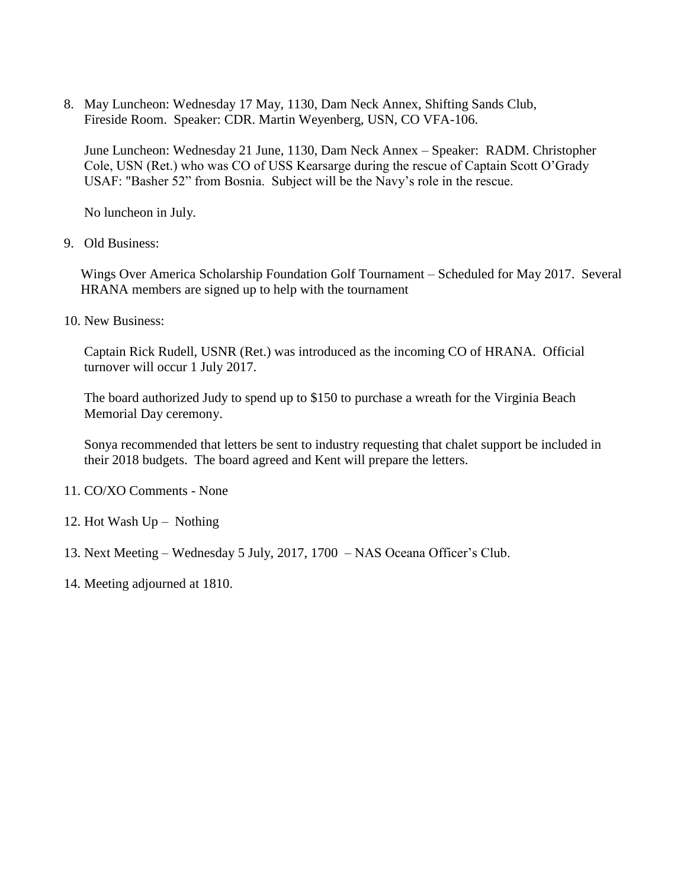8. May Luncheon: Wednesday 17 May, 1130, Dam Neck Annex, Shifting Sands Club, Fireside Room. Speaker: CDR. Martin Weyenberg, USN, CO VFA-106.

   June Luncheon: Wednesday 21 June, 1130, Dam Neck Annex – Speaker: RADM. Christopher Cole, USN (Ret.) who was CO of USS Kearsarge during the rescue of Captain Scott O'Grady USAF: "Basher 52" from Bosnia. Subject will be the Navy's role in the rescue.

   No luncheon in July.

9. Old Business:

   Wings Over America Scholarship Foundation Golf Tournament – Scheduled for May 2017. Several HRANA members are signed up to help with the tournament

10. New Business:

    Captain Rick Rudell, USNR (Ret.) was introduced as the incoming CO of HRANA. Official turnover will occur 1 July 2017.

    The board authorized Judy to spend up to $150 to purchase a wreath for the Virginia Beach Memorial Day ceremony.

    Sonya recommended that letters be sent to industry requesting that chalet support be included in their 2018 budgets. The board agreed and Kent will prepare the letters.

11. CO/XO Comments - None

12. Hot Wash Up – Nothing

13. Next Meeting – Wednesday 5 July, 2017, 1700 – NAS Oceana Officer's Club.

14. Meeting adjourned at 1810.